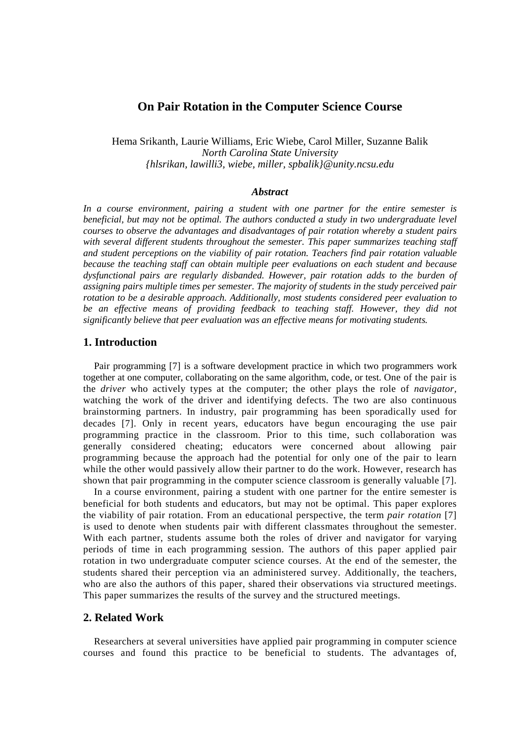# On Pair Rotation in the Computer Science Course

Hema Srikanth, Laurie Williams, Eric Wiebe, Carol Miller, Suzanne Balik
*North Carolina State University*
*{hlsrikan, lawilli3, wiebe, miller, spbalik}@unity.ncsu.edu*

### *Abstract*

*In a course environment, pairing a student with one partner for the entire semester is beneficial, but may not be optimal. The authors conducted a study in two undergraduate level courses to observe the advantages and disadvantages of pair rotation whereby a student pairs with several different students throughout the semester. This paper summarizes teaching staff and student perceptions on the viability of pair rotation. Teachers find pair rotation valuable because the teaching staff can obtain multiple peer evaluations on each student and because dysfunctional pairs are regularly disbanded. However, pair rotation adds to the burden of assigning pairs multiple times per semester. The majority of students in the study perceived pair rotation to be a desirable approach. Additionally, most students considered peer evaluation to be an effective means of providing feedback to teaching staff. However, they did not significantly believe that peer evaluation was an effective means for motivating students.*

## 1. Introduction

Pair programming [7] is a software development practice in which two programmers work together at one computer, collaborating on the same algorithm, code, or test. One of the pair is the *driver* who actively types at the computer; the other plays the role of *navigator*, watching the work of the driver and identifying defects. The two are also continuous brainstorming partners. In industry, pair programming has been sporadically used for decades [7]. Only in recent years, educators have begun encouraging the use pair programming practice in the classroom. Prior to this time, such collaboration was generally considered cheating; educators were concerned about allowing pair programming because the approach had the potential for only one of the pair to learn while the other would passively allow their partner to do the work. However, research has shown that pair programming in the computer science classroom is generally valuable [7].

In a course environment, pairing a student with one partner for the entire semester is beneficial for both students and educators, but may not be optimal. This paper explores the viability of pair rotation. From an educational perspective, the term *pair rotation* [7] is used to denote when students pair with different classmates throughout the semester. With each partner, students assume both the roles of driver and navigator for varying periods of time in each programming session. The authors of this paper applied pair rotation in two undergraduate computer science courses. At the end of the semester, the students shared their perception via an administered survey. Additionally, the teachers, who are also the authors of this paper, shared their observations via structured meetings. This paper summarizes the results of the survey and the structured meetings.

## 2. Related Work

Researchers at several universities have applied pair programming in computer science courses and found this practice to be beneficial to students. The advantages of,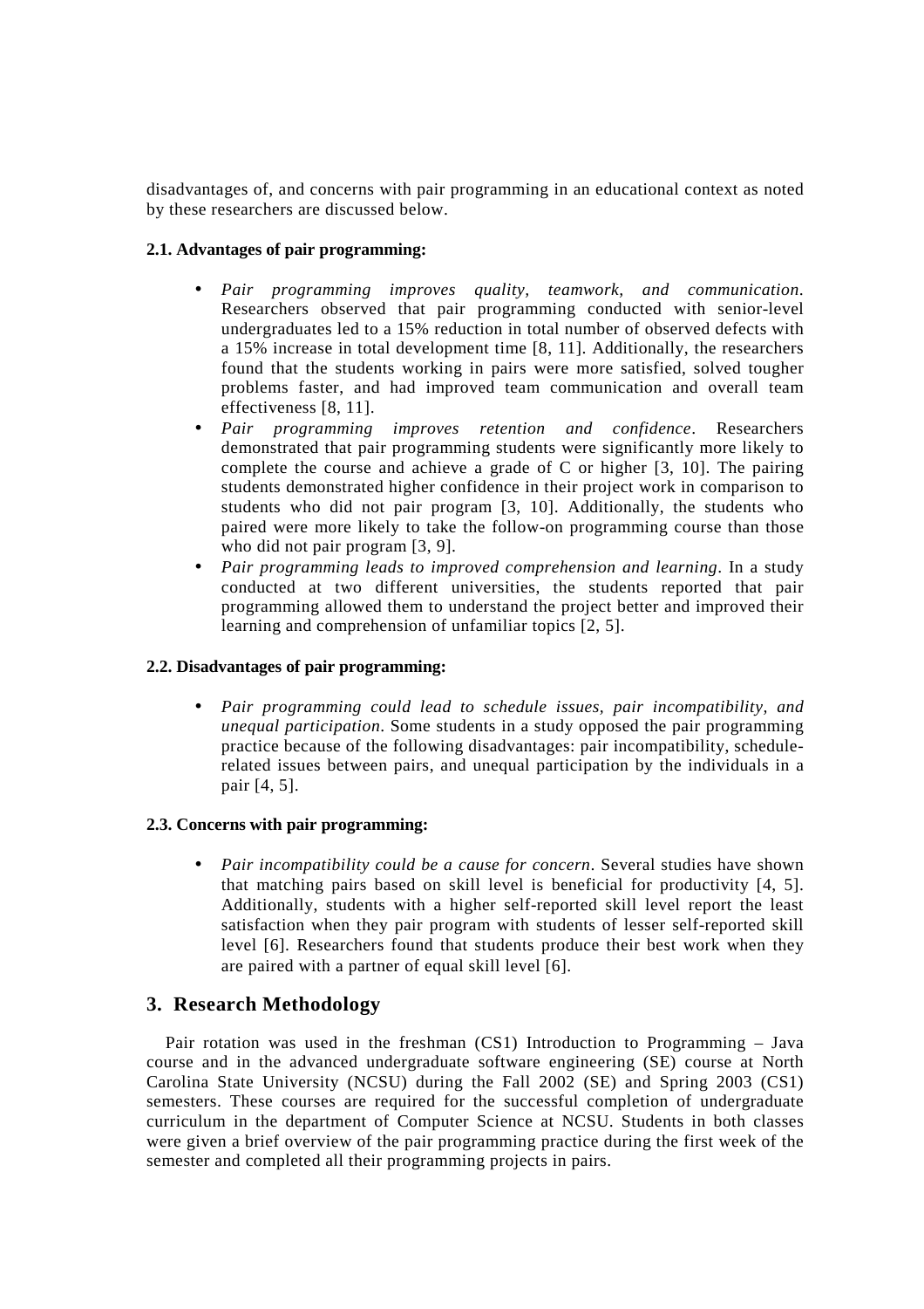disadvantages of, and concerns with pair programming in an educational context as noted by these researchers are discussed below.

**2.1. Advantages of pair programming:**

- *Pair programming improves quality, teamwork, and communication*. Researchers observed that pair programming conducted with senior-level undergraduates led to a 15% reduction in total number of observed defects with a 15% increase in total development time [8, 11]. Additionally, the researchers found that the students working in pairs were more satisfied, solved tougher problems faster, and had improved team communication and overall team effectiveness [8, 11].
- *Pair programming improves retention and confidence*. Researchers demonstrated that pair programming students were significantly more likely to complete the course and achieve a grade of C or higher [3, 10]. The pairing students demonstrated higher confidence in their project work in comparison to students who did not pair program [3, 10]. Additionally, the students who paired were more likely to take the follow-on programming course than those who did not pair program [3, 9].
- *Pair programming leads to improved comprehension and learning*. In a study conducted at two different universities, the students reported that pair programming allowed them to understand the project better and improved their learning and comprehension of unfamiliar topics [2, 5].

**2.2. Disadvantages of pair programming:**

- *Pair programming could lead to schedule issues, pair incompatibility, and unequal participation*. Some students in a study opposed the pair programming practice because of the following disadvantages: pair incompatibility, schedule-related issues between pairs, and unequal participation by the individuals in a pair [4, 5].

**2.3. Concerns with pair programming:**

- *Pair incompatibility could be a cause for concern*. Several studies have shown that matching pairs based on skill level is beneficial for productivity [4, 5]. Additionally, students with a higher self-reported skill level report the least satisfaction when they pair program with students of lesser self-reported skill level [6]. Researchers found that students produce their best work when they are paired with a partner of equal skill level [6].

## 3. Research Methodology

Pair rotation was used in the freshman (CS1) Introduction to Programming – Java course and in the advanced undergraduate software engineering (SE) course at North Carolina State University (NCSU) during the Fall 2002 (SE) and Spring 2003 (CS1) semesters. These courses are required for the successful completion of undergraduate curriculum in the department of Computer Science at NCSU. Students in both classes were given a brief overview of the pair programming practice during the first week of the semester and completed all their programming projects in pairs.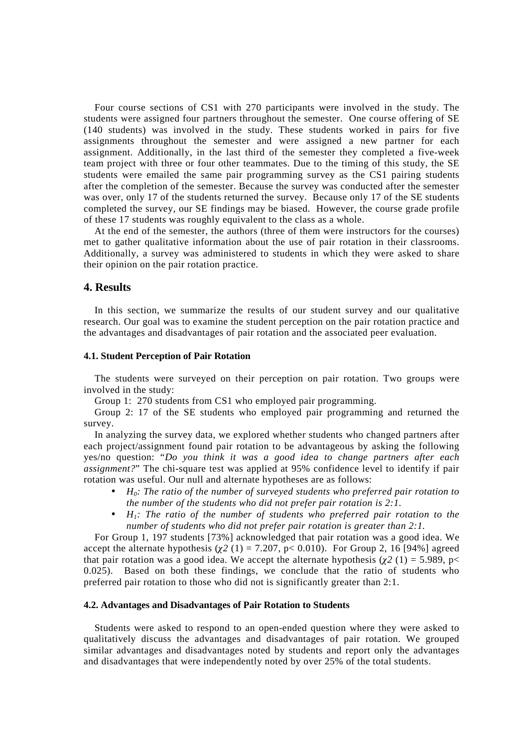Four course sections of CS1 with 270 participants were involved in the study. The students were assigned four partners throughout the semester. One course offering of SE (140 students) was involved in the study. These students worked in pairs for five assignments throughout the semester and were assigned a new partner for each assignment. Additionally, in the last third of the semester they completed a five-week team project with three or four other teammates. Due to the timing of this study, the SE students were emailed the same pair programming survey as the CS1 pairing students after the completion of the semester. Because the survey was conducted after the semester was over, only 17 of the students returned the survey. Because only 17 of the SE students completed the survey, our SE findings may be biased. However, the course grade profile of these 17 students was roughly equivalent to the class as a whole.

At the end of the semester, the authors (three of them were instructors for the courses) met to gather qualitative information about the use of pair rotation in their classrooms. Additionally, a survey was administered to students in which they were asked to share their opinion on the pair rotation practice.

## 4. Results

In this section, we summarize the results of our student survey and our qualitative research. Our goal was to examine the student perception on the pair rotation practice and the advantages and disadvantages of pair rotation and the associated peer evaluation.

### 4.1. Student Perception of Pair Rotation

The students were surveyed on their perception on pair rotation. Two groups were involved in the study:

Group 1: 270 students from CS1 who employed pair programming.

Group 2: 17 of the SE students who employed pair programming and returned the survey.

In analyzing the survey data, we explored whether students who changed partners after each project/assignment found pair rotation to be advantageous by asking the following yes/no question: "*Do you think it was a good idea to change partners after each assignment?*" The chi-square test was applied at 95% confidence level to identify if pair rotation was useful. Our null and alternate hypotheses are as follows:

- *$H_0$: The ratio of the number of surveyed students who preferred pair rotation to the number of the students who did not prefer pair rotation is 2:1.*
- *$H_1$: The ratio of the number of students who preferred pair rotation to the number of students who did not prefer pair rotation is greater than 2:1.*

For Group 1, 197 students [73%] acknowledged that pair rotation was a good idea. We accept the alternate hypothesis ($\chi 2$ (1) = 7.207, $p < 0.010$). For Group 2, 16 [94%] agreed that pair rotation was a good idea. We accept the alternate hypothesis ($\chi 2$ (1) = 5.989, $p < 0.025$). Based on both these findings, we conclude that the ratio of students who preferred pair rotation to those who did not is significantly greater than 2:1.

### 4.2. Advantages and Disadvantages of Pair Rotation to Students

Students were asked to respond to an open-ended question where they were asked to qualitatively discuss the advantages and disadvantages of pair rotation. We grouped similar advantages and disadvantages noted by students and report only the advantages and disadvantages that were independently noted by over 25% of the total students.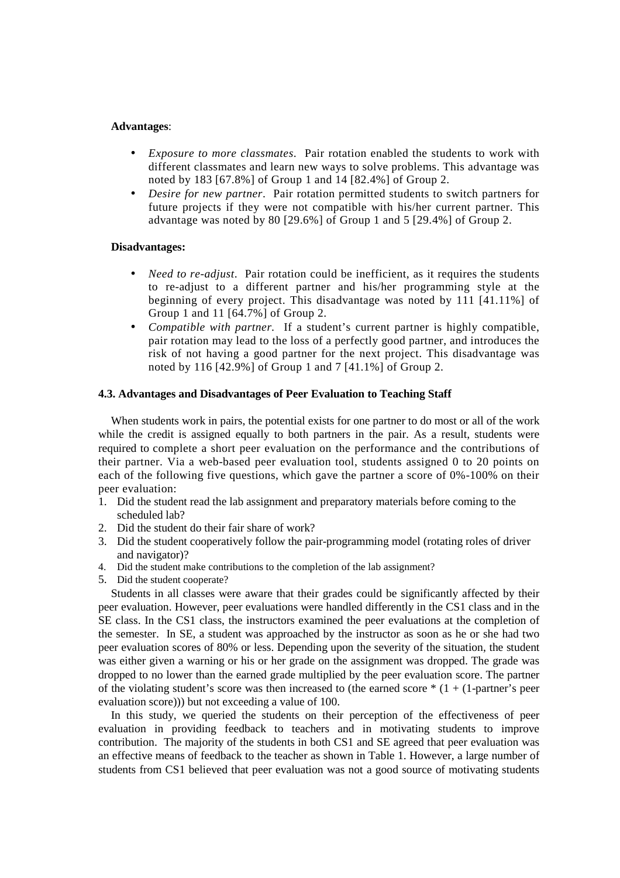**Advantages**:

- *Exposure to more classmates*. Pair rotation enabled the students to work with different classmates and learn new ways to solve problems. This advantage was noted by 183 [67.8%] of Group 1 and 14 [82.4%] of Group 2.
- *Desire for new partner*. Pair rotation permitted students to switch partners for future projects if they were not compatible with his/her current partner. This advantage was noted by 80 [29.6%] of Group 1 and 5 [29.4%] of Group 2.

**Disadvantages:**

- *Need to re-adjust*. Pair rotation could be inefficient, as it requires the students to re-adjust to a different partner and his/her programming style at the beginning of every project. This disadvantage was noted by 111 [41.11%] of Group 1 and 11 [64.7%] of Group 2.
- *Compatible with partner.* If a student's current partner is highly compatible, pair rotation may lead to the loss of a perfectly good partner, and introduces the risk of not having a good partner for the next project. This disadvantage was noted by 116 [42.9%] of Group 1 and 7 [41.1%] of Group 2.

### 4.3. Advantages and Disadvantages of Peer Evaluation to Teaching Staff

When students work in pairs, the potential exists for one partner to do most or all of the work while the credit is assigned equally to both partners in the pair. As a result, students were required to complete a short peer evaluation on the performance and the contributions of their partner. Via a web-based peer evaluation tool, students assigned 0 to 20 points on each of the following five questions, which gave the partner a score of 0%-100% on their peer evaluation:

1. Did the student read the lab assignment and preparatory materials before coming to the scheduled lab?
2. Did the student do their fair share of work?
3. Did the student cooperatively follow the pair-programming model (rotating roles of driver and navigator)?
4. Did the student make contributions to the completion of the lab assignment?
5. Did the student cooperate?

Students in all classes were aware that their grades could be significantly affected by their peer evaluation. However, peer evaluations were handled differently in the CS1 class and in the SE class. In the CS1 class, the instructors examined the peer evaluations at the completion of the semester. In SE, a student was approached by the instructor as soon as he or she had two peer evaluation scores of 80% or less. Depending upon the severity of the situation, the student was either given a warning or his or her grade on the assignment was dropped. The grade was dropped to no lower than the earned grade multiplied by the peer evaluation score. The partner of the violating student's score was then increased to (the earned score * (1 + (1-partner's peer evaluation score))) but not exceeding a value of 100.

In this study, we queried the students on their perception of the effectiveness of peer evaluation in providing feedback to teachers and in motivating students to improve contribution. The majority of the students in both CS1 and SE agreed that peer evaluation was an effective means of feedback to the teacher as shown in Table 1. However, a large number of students from CS1 believed that peer evaluation was not a good source of motivating students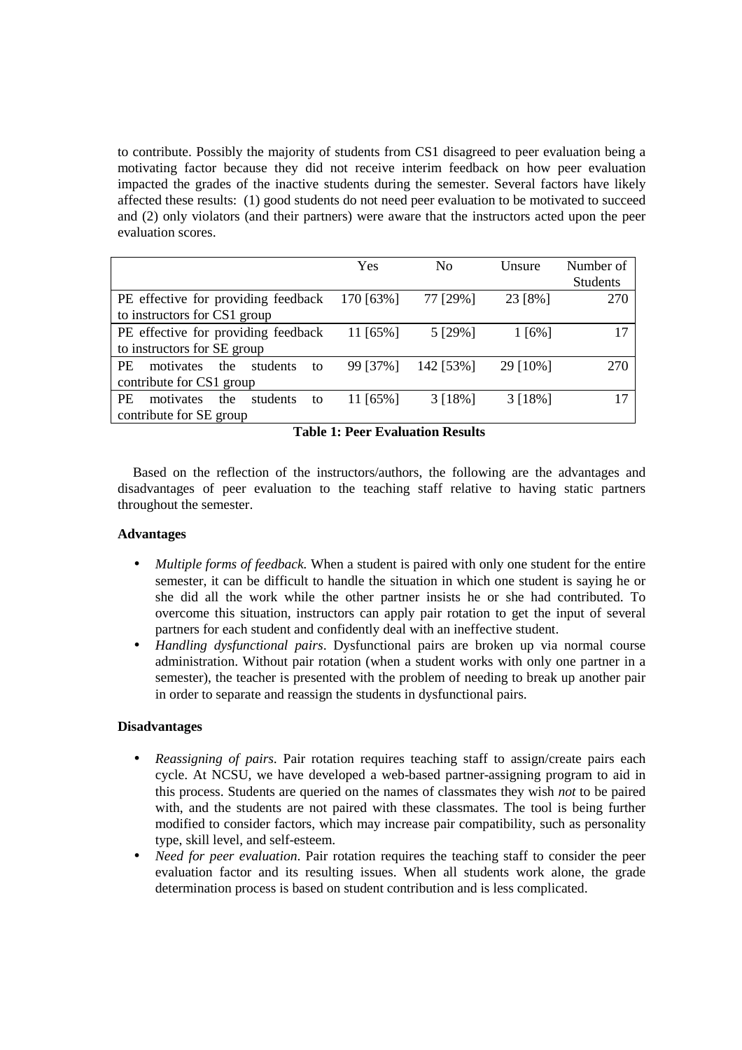to contribute. Possibly the majority of students from CS1 disagreed to peer evaluation being a motivating factor because they did not receive interim feedback on how peer evaluation impacted the grades of the inactive students during the semester. Several factors have likely affected these results: (1) good students do not need peer evaluation to be motivated to succeed and (2) only violators (and their partners) were aware that the instructors acted upon the peer evaluation scores.

| | Yes | No | Unsure | Number of Students |
|---|---|---|---|---|
| PE effective for providing feedback to instructors for CS1 group | 170 [63%] | 77 [29%] | 23 [8%] | 270 |
| PE effective for providing feedback to instructors for SE group | 11 [65%] | 5 [29%] | 1 [6%] | 17 |
| PE motivates the students to contribute for CS1 group | 99 [37%] | 142 [53%] | 29 [10%] | 270 |
| PE motivates the students to contribute for SE group | 11 [65%] | 3 [18%] | 3 [18%] | 17 |

**Table 1: Peer Evaluation Results**

Based on the reflection of the instructors/authors, the following are the advantages and disadvantages of peer evaluation to the teaching staff relative to having static partners throughout the semester.

**Advantages**

- *Multiple forms of feedback.* When a student is paired with only one student for the entire semester, it can be difficult to handle the situation in which one student is saying he or she did all the work while the other partner insists he or she had contributed. To overcome this situation, instructors can apply pair rotation to get the input of several partners for each student and confidently deal with an ineffective student.
- *Handling dysfunctional pairs*. Dysfunctional pairs are broken up via normal course administration. Without pair rotation (when a student works with only one partner in a semester), the teacher is presented with the problem of needing to break up another pair in order to separate and reassign the students in dysfunctional pairs.

**Disadvantages**

- *Reassigning of pairs*. Pair rotation requires teaching staff to assign/create pairs each cycle. At NCSU, we have developed a web-based partner-assigning program to aid in this process. Students are queried on the names of classmates they wish *not* to be paired with, and the students are not paired with these classmates. The tool is being further modified to consider factors, which may increase pair compatibility, such as personality type, skill level, and self-esteem.
- *Need for peer evaluation*. Pair rotation requires the teaching staff to consider the peer evaluation factor and its resulting issues. When all students work alone, the grade determination process is based on student contribution and is less complicated.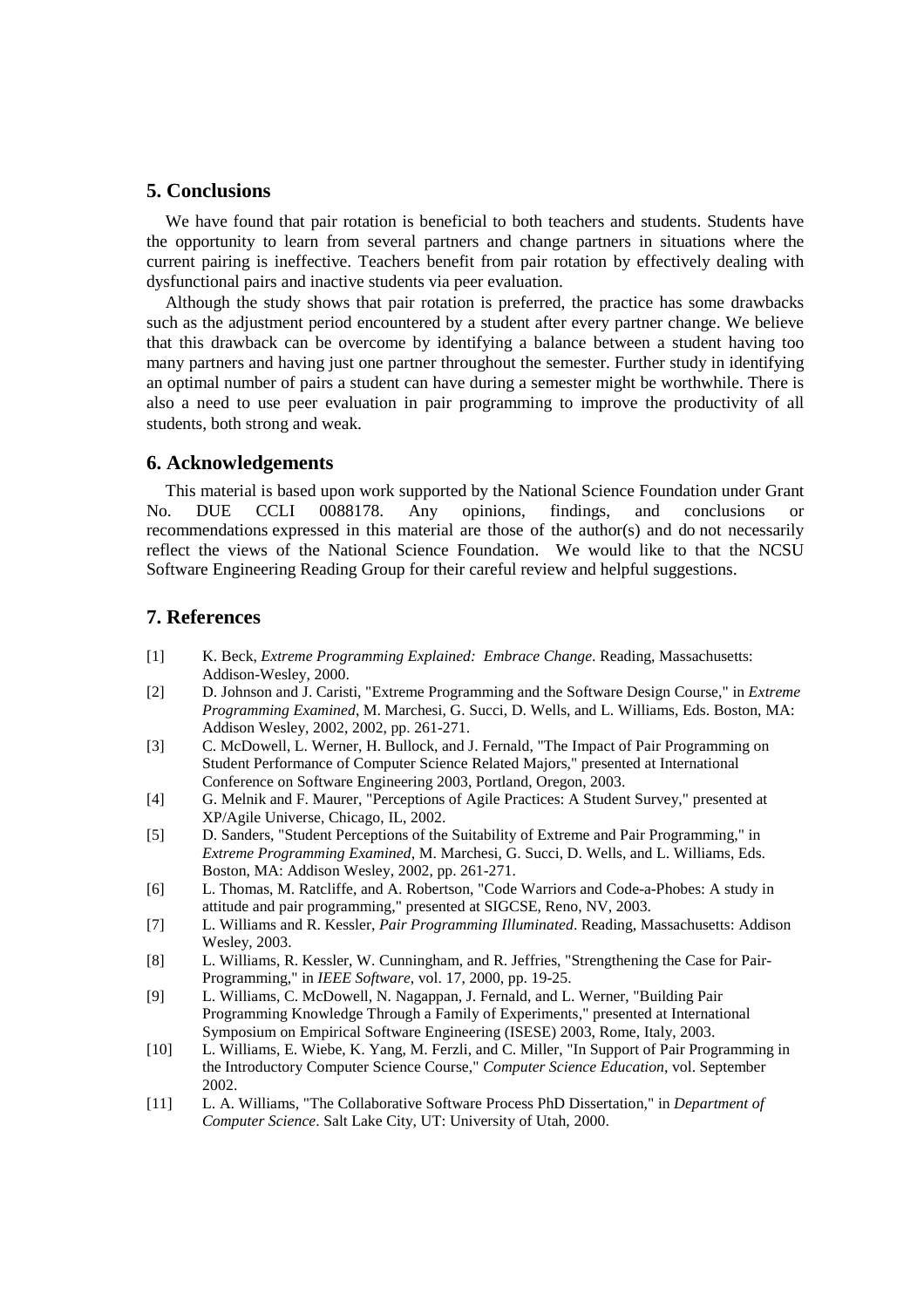## 5. Conclusions

We have found that pair rotation is beneficial to both teachers and students. Students have the opportunity to learn from several partners and change partners in situations where the current pairing is ineffective. Teachers benefit from pair rotation by effectively dealing with dysfunctional pairs and inactive students via peer evaluation.

Although the study shows that pair rotation is preferred, the practice has some drawbacks such as the adjustment period encountered by a student after every partner change. We believe that this drawback can be overcome by identifying a balance between a student having too many partners and having just one partner throughout the semester. Further study in identifying an optimal number of pairs a student can have during a semester might be worthwhile. There is also a need to use peer evaluation in pair programming to improve the productivity of all students, both strong and weak.

## 6. Acknowledgements

This material is based upon work supported by the National Science Foundation under Grant No. DUE CCLI 0088178. Any opinions, findings, and conclusions or recommendations expressed in this material are those of the author(s) and do not necessarily reflect the views of the National Science Foundation. We would like to that the NCSU Software Engineering Reading Group for their careful review and helpful suggestions.

## 7. References

[1] K. Beck, *Extreme Programming Explained: Embrace Change*. Reading, Massachusetts: Addison-Wesley, 2000.

[2] D. Johnson and J. Caristi, "Extreme Programming and the Software Design Course," in *Extreme Programming Examined*, M. Marchesi, G. Succi, D. Wells, and L. Williams, Eds. Boston, MA: Addison Wesley, 2002, 2002, pp. 261-271.

[3] C. McDowell, L. Werner, H. Bullock, and J. Fernald, "The Impact of Pair Programming on Student Performance of Computer Science Related Majors," presented at International Conference on Software Engineering 2003, Portland, Oregon, 2003.

[4] G. Melnik and F. Maurer, "Perceptions of Agile Practices: A Student Survey," presented at XP/Agile Universe, Chicago, IL, 2002.

[5] D. Sanders, "Student Perceptions of the Suitability of Extreme and Pair Programming," in *Extreme Programming Examined*, M. Marchesi, G. Succi, D. Wells, and L. Williams, Eds. Boston, MA: Addison Wesley, 2002, pp. 261-271.

[6] L. Thomas, M. Ratcliffe, and A. Robertson, "Code Warriors and Code-a-Phobes: A study in attitude and pair programming," presented at SIGCSE, Reno, NV, 2003.

[7] L. Williams and R. Kessler, *Pair Programming Illuminated*. Reading, Massachusetts: Addison Wesley, 2003.

[8] L. Williams, R. Kessler, W. Cunningham, and R. Jeffries, "Strengthening the Case for Pair-Programming," in *IEEE Software*, vol. 17, 2000, pp. 19-25.

[9] L. Williams, C. McDowell, N. Nagappan, J. Fernald, and L. Werner, "Building Pair Programming Knowledge Through a Family of Experiments," presented at International Symposium on Empirical Software Engineering (ISESE) 2003, Rome, Italy, 2003.

[10] L. Williams, E. Wiebe, K. Yang, M. Ferzli, and C. Miller, "In Support of Pair Programming in the Introductory Computer Science Course," *Computer Science Education*, vol. September 2002.

[11] L. A. Williams, "The Collaborative Software Process PhD Dissertation," in *Department of Computer Science*. Salt Lake City, UT: University of Utah, 2000.